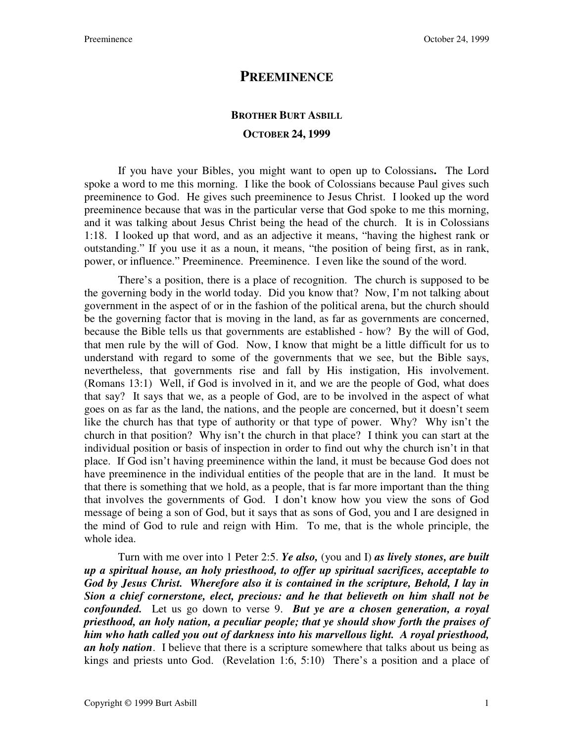# PREEMINENCE

### BROTHER BURT ASBILL

### OCTOBER 24, 1999

If you have your Bibles, you might want to open up to Colossians**.** The Lord spoke a word to me this morning. I like the book of Colossians because Paul gives such preeminence to God. He gives such preeminence to Jesus Christ. I looked up the word preeminence because that was in the particular verse that God spoke to me this morning, and it was talking about Jesus Christ being the head of the church. It is in Colossians 1:18. I looked up that word, and as an adjective it means, "having the highest rank or outstanding." If you use it as a noun, it means, "the position of being first, as in rank, power, or influence." Preeminence. Preeminence. I even like the sound of the word.

There's a position, there is a place of recognition. The church is supposed to be the governing body in the world today. Did you know that? Now, I'm not talking about government in the aspect of or in the fashion of the political arena, but the church should be the governing factor that is moving in the land, as far as governments are concerned, because the Bible tells us that governments are established - how? By the will of God, that men rule by the will of God. Now, I know that might be a little difficult for us to understand with regard to some of the governments that we see, but the Bible says, nevertheless, that governments rise and fall by His instigation, His involvement. (Romans 13:1) Well, if God is involved in it, and we are the people of God, what does that say? It says that we, as a people of God, are to be involved in the aspect of what goes on as far as the land, the nations, and the people are concerned, but it doesn't seem like the church has that type of authority or that type of power. Why? Why isn't the church in that position? Why isn't the church in that place? I think you can start at the individual position or basis of inspection in order to find out why the church isn't in that place. If God isn't having preeminence within the land, it must be because God does not have preeminence in the individual entities of the people that are in the land. It must be that there is something that we hold, as a people, that is far more important than the thing that involves the governments of God. I don't know how you view the sons of God message of being a son of God, but it says that as sons of God, you and I are designed in the mind of God to rule and reign with Him. To me, that is the whole principle, the whole idea.

Turn with me over into 1 Peter 2:5. ***Ye also,*** (you and I) ***as lively stones, are built up a spiritual house, an holy priesthood, to offer up spiritual sacrifices, acceptable to God by Jesus Christ. Wherefore also it is contained in the scripture, Behold, I lay in Sion a chief cornerstone, elect, precious: and he that believeth on him shall not be confounded.*** Let us go down to verse 9. ***But ye are a chosen generation, a royal priesthood, an holy nation, a peculiar people; that ye should show forth the praises of him who hath called you out of darkness into his marvellous light. A royal priesthood, an holy nation***. I believe that there is a scripture somewhere that talks about us being as kings and priests unto God. (Revelation 1:6, 5:10) There's a position and a place of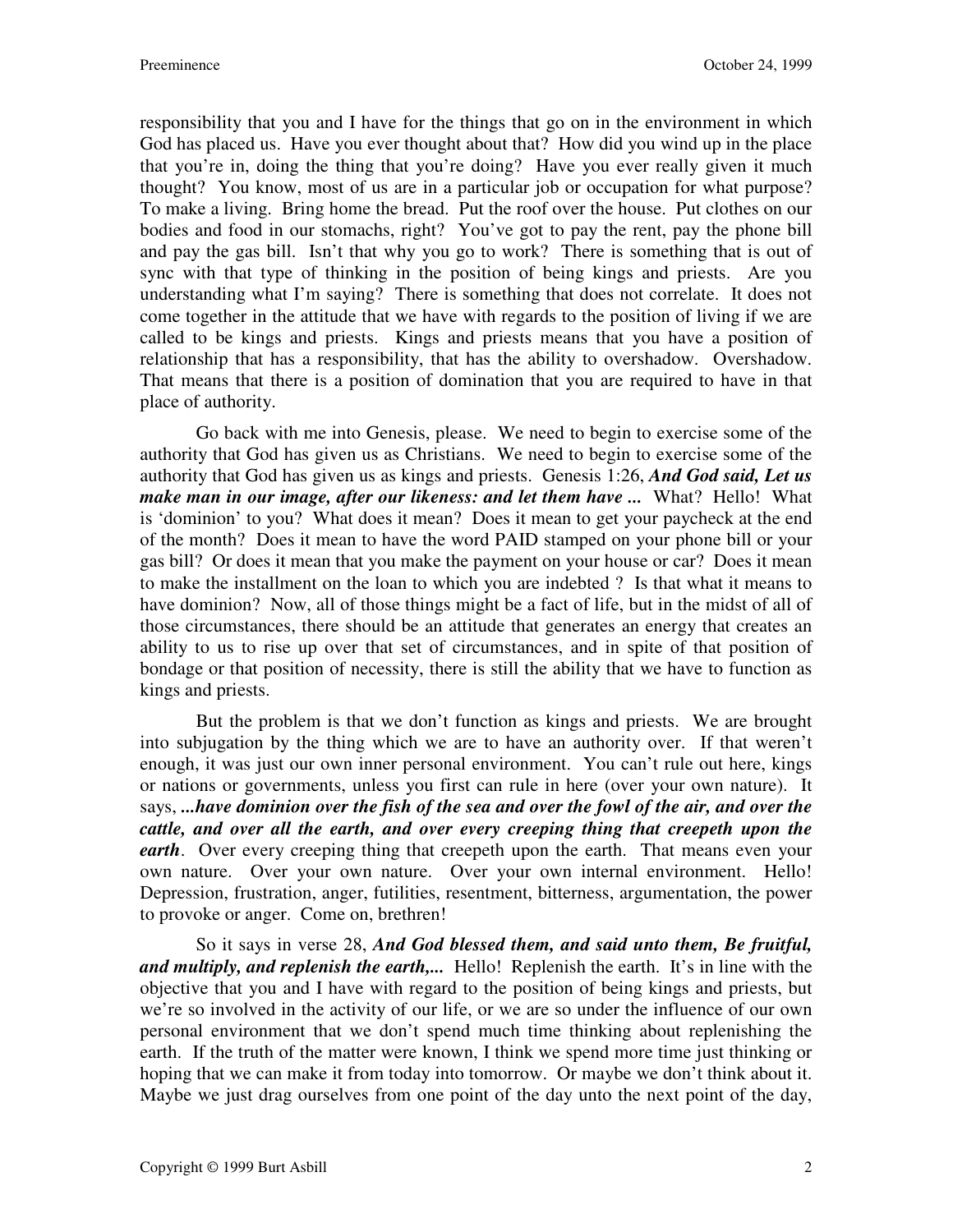responsibility that you and I have for the things that go on in the environment in which God has placed us. Have you ever thought about that? How did you wind up in the place that you're in, doing the thing that you're doing? Have you ever really given it much thought? You know, most of us are in a particular job or occupation for what purpose? To make a living. Bring home the bread. Put the roof over the house. Put clothes on our bodies and food in our stomachs, right? You've got to pay the rent, pay the phone bill and pay the gas bill. Isn't that why you go to work? There is something that is out of sync with that type of thinking in the position of being kings and priests. Are you understanding what I'm saying? There is something that does not correlate. It does not come together in the attitude that we have with regards to the position of living if we are called to be kings and priests. Kings and priests means that you have a position of relationship that has a responsibility, that has the ability to overshadow. Overshadow. That means that there is a position of domination that you are required to have in that place of authority.

Go back with me into Genesis, please. We need to begin to exercise some of the authority that God has given us as Christians. We need to begin to exercise some of the authority that God has given us as kings and priests. Genesis 1:26, ***And God said, Let us make man in our image, after our likeness: and let them have ...*** What? Hello! What is 'dominion' to you? What does it mean? Does it mean to get your paycheck at the end of the month? Does it mean to have the word PAID stamped on your phone bill or your gas bill? Or does it mean that you make the payment on your house or car? Does it mean to make the installment on the loan to which you are indebted ? Is that what it means to have dominion? Now, all of those things might be a fact of life, but in the midst of all of those circumstances, there should be an attitude that generates an energy that creates an ability to us to rise up over that set of circumstances, and in spite of that position of bondage or that position of necessity, there is still the ability that we have to function as kings and priests.

But the problem is that we don't function as kings and priests. We are brought into subjugation by the thing which we are to have an authority over. If that weren't enough, it was just our own inner personal environment. You can't rule out here, kings or nations or governments, unless you first can rule in here (over your own nature). It says, ***...have dominion over the fish of the sea and over the fowl of the air, and over the cattle, and over all the earth, and over every creeping thing that creepeth upon the earth***. Over every creeping thing that creepeth upon the earth. That means even your own nature. Over your own nature. Over your own internal environment. Hello! Depression, frustration, anger, futilities, resentment, bitterness, argumentation, the power to provoke or anger. Come on, brethren!

So it says in verse 28, ***And God blessed them, and said unto them, Be fruitful, and multiply, and replenish the earth,...*** Hello! Replenish the earth. It's in line with the objective that you and I have with regard to the position of being kings and priests, but we're so involved in the activity of our life, or we are so under the influence of our own personal environment that we don't spend much time thinking about replenishing the earth. If the truth of the matter were known, I think we spend more time just thinking or hoping that we can make it from today into tomorrow. Or maybe we don't think about it. Maybe we just drag ourselves from one point of the day unto the next point of the day,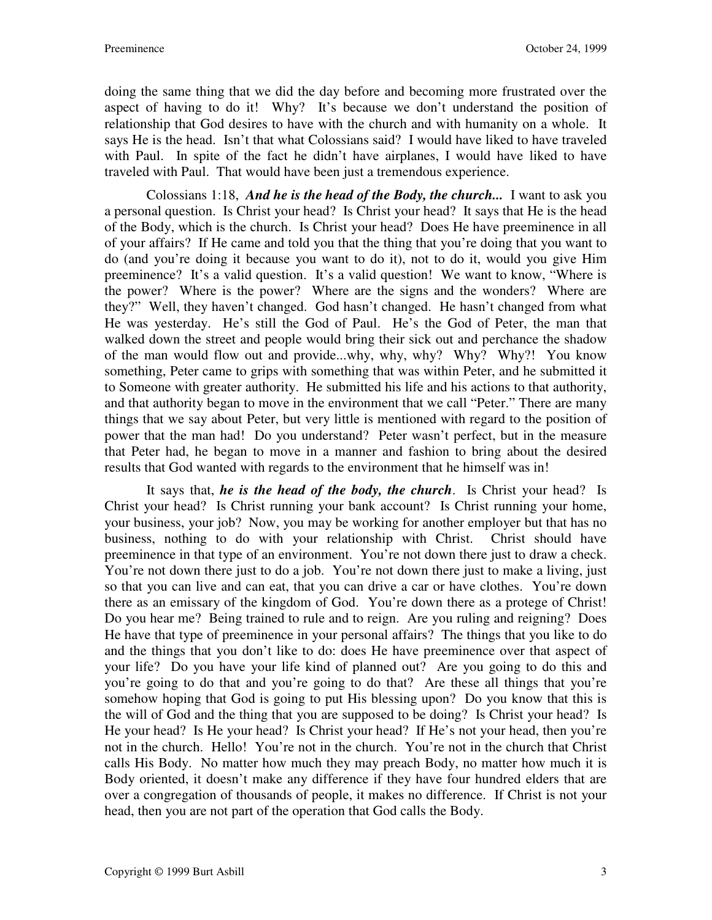doing the same thing that we did the day before and becoming more frustrated over the aspect of having to do it! Why? It's because we don't understand the position of relationship that God desires to have with the church and with humanity on a whole. It says He is the head. Isn't that what Colossians said? I would have liked to have traveled with Paul. In spite of the fact he didn't have airplanes, I would have liked to have traveled with Paul. That would have been just a tremendous experience.

Colossians 1:18, ***And he is the head of the Body, the church...*** I want to ask you a personal question. Is Christ your head? Is Christ your head? It says that He is the head of the Body, which is the church. Is Christ your head? Does He have preeminence in all of your affairs? If He came and told you that the thing that you're doing that you want to do (and you're doing it because you want to do it), not to do it, would you give Him preeminence? It's a valid question. It's a valid question! We want to know, "Where is the power? Where is the power? Where are the signs and the wonders? Where are they?" Well, they haven't changed. God hasn't changed. He hasn't changed from what He was yesterday. He's still the God of Paul. He's the God of Peter, the man that walked down the street and people would bring their sick out and perchance the shadow of the man would flow out and provide...why, why, why? Why? Why?! You know something, Peter came to grips with something that was within Peter, and he submitted it to Someone with greater authority. He submitted his life and his actions to that authority, and that authority began to move in the environment that we call "Peter." There are many things that we say about Peter, but very little is mentioned with regard to the position of power that the man had! Do you understand? Peter wasn't perfect, but in the measure that Peter had, he began to move in a manner and fashion to bring about the desired results that God wanted with regards to the environment that he himself was in!

It says that, ***he is the head of the body, the church***. Is Christ your head? Is Christ your head? Is Christ running your bank account? Is Christ running your home, your business, your job? Now, you may be working for another employer but that has no business, nothing to do with your relationship with Christ. Christ should have preeminence in that type of an environment. You're not down there just to draw a check. You're not down there just to do a job. You're not down there just to make a living, just so that you can live and can eat, that you can drive a car or have clothes. You're down there as an emissary of the kingdom of God. You're down there as a protege of Christ! Do you hear me? Being trained to rule and to reign. Are you ruling and reigning? Does He have that type of preeminence in your personal affairs? The things that you like to do and the things that you don't like to do: does He have preeminence over that aspect of your life? Do you have your life kind of planned out? Are you going to do this and you're going to do that and you're going to do that? Are these all things that you're somehow hoping that God is going to put His blessing upon? Do you know that this is the will of God and the thing that you are supposed to be doing? Is Christ your head? Is He your head? Is He your head? Is Christ your head? If He's not your head, then you're not in the church. Hello! You're not in the church. You're not in the church that Christ calls His Body. No matter how much they may preach Body, no matter how much it is Body oriented, it doesn't make any difference if they have four hundred elders that are over a congregation of thousands of people, it makes no difference. If Christ is not your head, then you are not part of the operation that God calls the Body.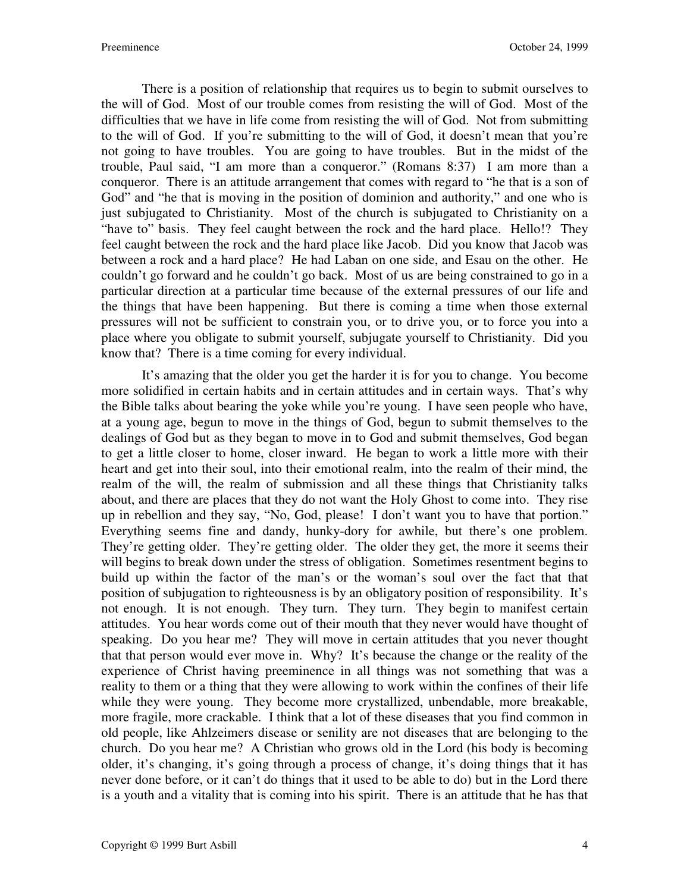There is a position of relationship that requires us to begin to submit ourselves to the will of God. Most of our trouble comes from resisting the will of God. Most of the difficulties that we have in life come from resisting the will of God. Not from submitting to the will of God. If you're submitting to the will of God, it doesn't mean that you're not going to have troubles. You are going to have troubles. But in the midst of the trouble, Paul said, "I am more than a conqueror." (Romans 8:37) I am more than a conqueror. There is an attitude arrangement that comes with regard to "he that is a son of God" and "he that is moving in the position of dominion and authority," and one who is just subjugated to Christianity. Most of the church is subjugated to Christianity on a "have to" basis. They feel caught between the rock and the hard place. Hello!? They feel caught between the rock and the hard place like Jacob. Did you know that Jacob was between a rock and a hard place? He had Laban on one side, and Esau on the other. He couldn't go forward and he couldn't go back. Most of us are being constrained to go in a particular direction at a particular time because of the external pressures of our life and the things that have been happening. But there is coming a time when those external pressures will not be sufficient to constrain you, or to drive you, or to force you into a place where you obligate to submit yourself, subjugate yourself to Christianity. Did you know that? There is a time coming for every individual.

It's amazing that the older you get the harder it is for you to change. You become more solidified in certain habits and in certain attitudes and in certain ways. That's why the Bible talks about bearing the yoke while you're young. I have seen people who have, at a young age, begun to move in the things of God, begun to submit themselves to the dealings of God but as they began to move in to God and submit themselves, God began to get a little closer to home, closer inward. He began to work a little more with their heart and get into their soul, into their emotional realm, into the realm of their mind, the realm of the will, the realm of submission and all these things that Christianity talks about, and there are places that they do not want the Holy Ghost to come into. They rise up in rebellion and they say, "No, God, please! I don't want you to have that portion." Everything seems fine and dandy, hunky-dory for awhile, but there's one problem. They're getting older. They're getting older. The older they get, the more it seems their will begins to break down under the stress of obligation. Sometimes resentment begins to build up within the factor of the man's or the woman's soul over the fact that that position of subjugation to righteousness is by an obligatory position of responsibility. It's not enough. It is not enough. They turn. They turn. They begin to manifest certain attitudes. You hear words come out of their mouth that they never would have thought of speaking. Do you hear me? They will move in certain attitudes that you never thought that that person would ever move in. Why? It's because the change or the reality of the experience of Christ having preeminence in all things was not something that was a reality to them or a thing that they were allowing to work within the confines of their life while they were young. They become more crystallized, unbendable, more breakable, more fragile, more crackable. I think that a lot of these diseases that you find common in old people, like Ahlzeimers disease or senility are not diseases that are belonging to the church. Do you hear me? A Christian who grows old in the Lord (his body is becoming older, it's changing, it's going through a process of change, it's doing things that it has never done before, or it can't do things that it used to be able to do) but in the Lord there is a youth and a vitality that is coming into his spirit. There is an attitude that he has that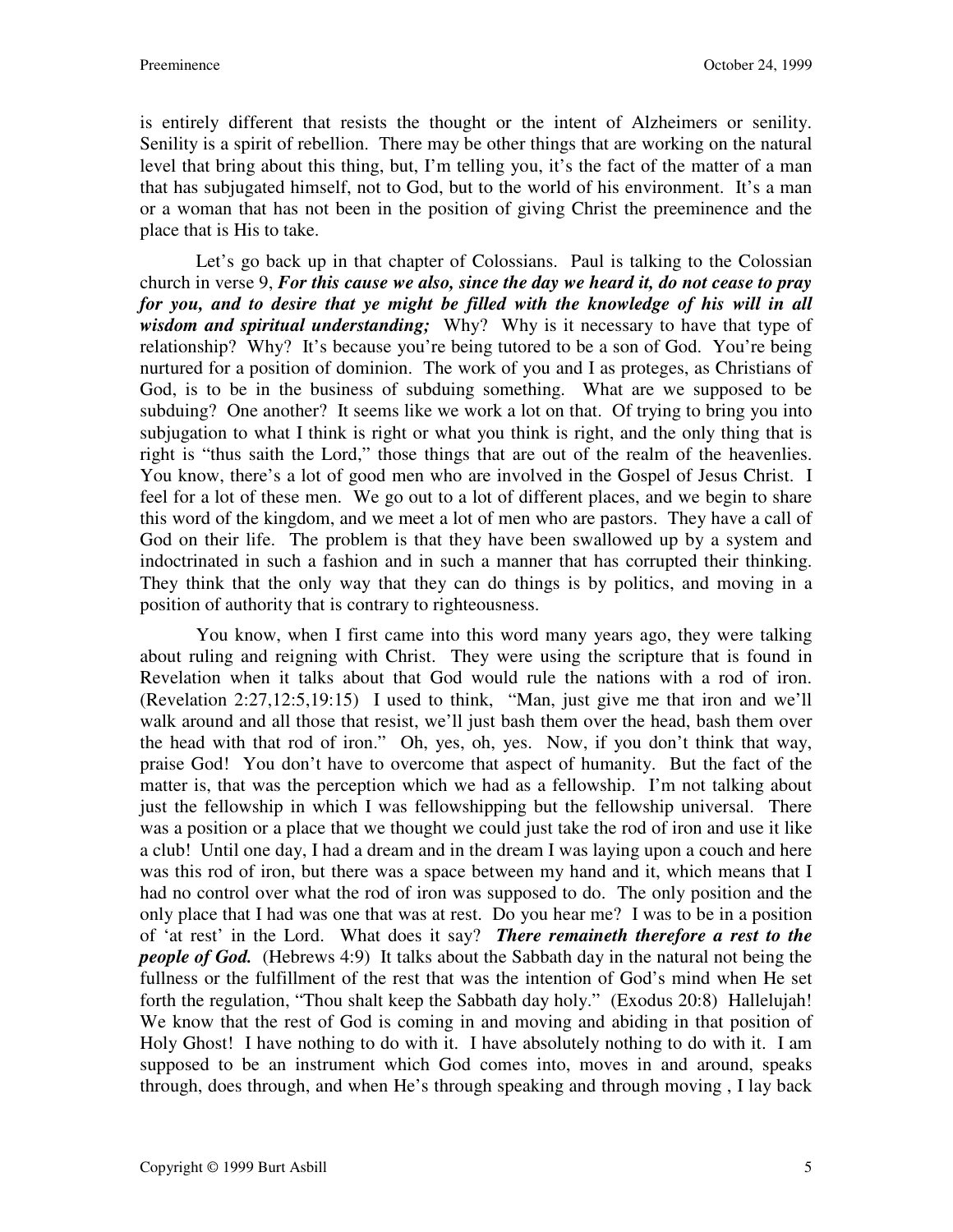is entirely different that resists the thought or the intent of Alzheimers or senility. Senility is a spirit of rebellion. There may be other things that are working on the natural level that bring about this thing, but, I'm telling you, it's the fact of the matter of a man that has subjugated himself, not to God, but to the world of his environment. It's a man or a woman that has not been in the position of giving Christ the preeminence and the place that is His to take.

Let's go back up in that chapter of Colossians. Paul is talking to the Colossian church in verse 9, ***For this cause we also, since the day we heard it, do not cease to pray for you, and to desire that ye might be filled with the knowledge of his will in all wisdom and spiritual understanding;*** Why? Why is it necessary to have that type of relationship? Why? It's because you're being tutored to be a son of God. You're being nurtured for a position of dominion. The work of you and I as proteges, as Christians of God, is to be in the business of subduing something. What are we supposed to be subduing? One another? It seems like we work a lot on that. Of trying to bring you into subjugation to what I think is right or what you think is right, and the only thing that is right is "thus saith the Lord," those things that are out of the realm of the heavenlies. You know, there's a lot of good men who are involved in the Gospel of Jesus Christ. I feel for a lot of these men. We go out to a lot of different places, and we begin to share this word of the kingdom, and we meet a lot of men who are pastors. They have a call of God on their life. The problem is that they have been swallowed up by a system and indoctrinated in such a fashion and in such a manner that has corrupted their thinking. They think that the only way that they can do things is by politics, and moving in a position of authority that is contrary to righteousness.

You know, when I first came into this word many years ago, they were talking about ruling and reigning with Christ. They were using the scripture that is found in Revelation when it talks about that God would rule the nations with a rod of iron. (Revelation 2:27,12:5,19:15) I used to think, "Man, just give me that iron and we'll walk around and all those that resist, we'll just bash them over the head, bash them over the head with that rod of iron." Oh, yes, oh, yes. Now, if you don't think that way, praise God! You don't have to overcome that aspect of humanity. But the fact of the matter is, that was the perception which we had as a fellowship. I'm not talking about just the fellowship in which I was fellowshipping but the fellowship universal. There was a position or a place that we thought we could just take the rod of iron and use it like a club! Until one day, I had a dream and in the dream I was laying upon a couch and here was this rod of iron, but there was a space between my hand and it, which means that I had no control over what the rod of iron was supposed to do. The only position and the only place that I had was one that was at rest. Do you hear me? I was to be in a position of 'at rest' in the Lord. What does it say? ***There remaineth therefore a rest to the people of God.*** (Hebrews 4:9) It talks about the Sabbath day in the natural not being the fullness or the fulfillment of the rest that was the intention of God's mind when He set forth the regulation, "Thou shalt keep the Sabbath day holy." (Exodus 20:8) Hallelujah! We know that the rest of God is coming in and moving and abiding in that position of Holy Ghost! I have nothing to do with it. I have absolutely nothing to do with it. I am supposed to be an instrument which God comes into, moves in and around, speaks through, does through, and when He's through speaking and through moving , I lay back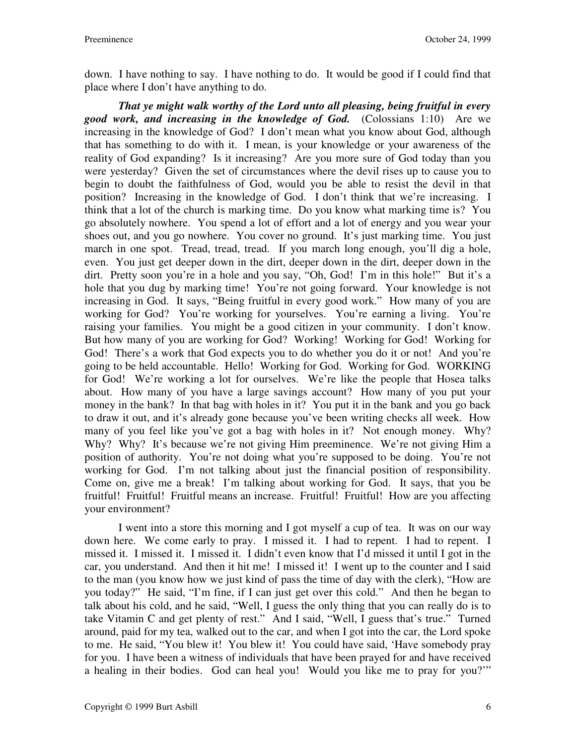down. I have nothing to say. I have nothing to do. It would be good if I could find that place where I don't have anything to do.

***That ye might walk worthy of the Lord unto all pleasing, being fruitful in every good work, and increasing in the knowledge of God.*** (Colossians 1:10) Are we increasing in the knowledge of God? I don't mean what you know about God, although that has something to do with it. I mean, is your knowledge or your awareness of the reality of God expanding? Is it increasing? Are you more sure of God today than you were yesterday? Given the set of circumstances where the devil rises up to cause you to begin to doubt the faithfulness of God, would you be able to resist the devil in that position? Increasing in the knowledge of God. I don't think that we're increasing. I think that a lot of the church is marking time. Do you know what marking time is? You go absolutely nowhere. You spend a lot of effort and a lot of energy and you wear your shoes out, and you go nowhere. You cover no ground. It's just marking time. You just march in one spot. Tread, tread, tread. If you march long enough, you'll dig a hole, even. You just get deeper down in the dirt, deeper down in the dirt, deeper down in the dirt. Pretty soon you're in a hole and you say, "Oh, God! I'm in this hole!" But it's a hole that you dug by marking time! You're not going forward. Your knowledge is not increasing in God. It says, "Being fruitful in every good work." How many of you are working for God? You're working for yourselves. You're earning a living. You're raising your families. You might be a good citizen in your community. I don't know. But how many of you are working for God? Working! Working for God! Working for God! There's a work that God expects you to do whether you do it or not! And you're going to be held accountable. Hello! Working for God. Working for God. WORKING for God! We're working a lot for ourselves. We're like the people that Hosea talks about. How many of you have a large savings account? How many of you put your money in the bank? In that bag with holes in it? You put it in the bank and you go back to draw it out, and it's already gone because you've been writing checks all week. How many of you feel like you've got a bag with holes in it? Not enough money. Why? Why? Why? It's because we're not giving Him preeminence. We're not giving Him a position of authority. You're not doing what you're supposed to be doing. You're not working for God. I'm not talking about just the financial position of responsibility. Come on, give me a break! I'm talking about working for God. It says, that you be fruitful! Fruitful! Fruitful means an increase. Fruitful! Fruitful! How are you affecting your environment?

I went into a store this morning and I got myself a cup of tea. It was on our way down here. We come early to pray. I missed it. I had to repent. I had to repent. I missed it. I missed it. I missed it. I didn't even know that I'd missed it until I got in the car, you understand. And then it hit me! I missed it! I went up to the counter and I said to the man (you know how we just kind of pass the time of day with the clerk), "How are you today?" He said, "I'm fine, if I can just get over this cold." And then he began to talk about his cold, and he said, "Well, I guess the only thing that you can really do is to take Vitamin C and get plenty of rest." And I said, "Well, I guess that's true." Turned around, paid for my tea, walked out to the car, and when I got into the car, the Lord spoke to me. He said, "You blew it! You blew it! You could have said, 'Have somebody pray for you. I have been a witness of individuals that have been prayed for and have received a healing in their bodies. God can heal you! Would you like me to pray for you?'"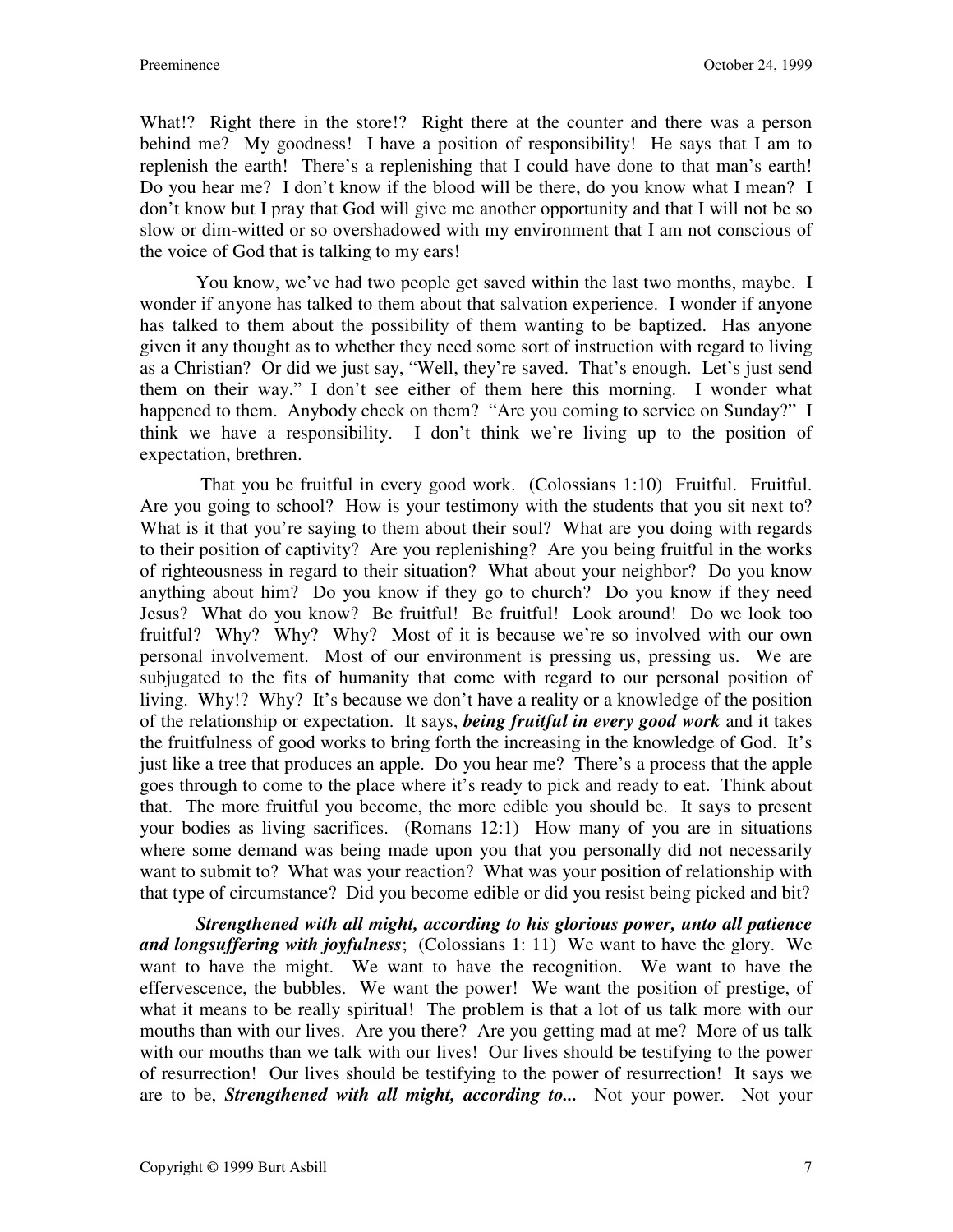What!? Right there in the store!? Right there at the counter and there was a person behind me? My goodness! I have a position of responsibility! He says that I am to replenish the earth! There's a replenishing that I could have done to that man's earth! Do you hear me? I don't know if the blood will be there, do you know what I mean? I don't know but I pray that God will give me another opportunity and that I will not be so slow or dim-witted or so overshadowed with my environment that I am not conscious of the voice of God that is talking to my ears!

You know, we've had two people get saved within the last two months, maybe. I wonder if anyone has talked to them about that salvation experience. I wonder if anyone has talked to them about the possibility of them wanting to be baptized. Has anyone given it any thought as to whether they need some sort of instruction with regard to living as a Christian? Or did we just say, "Well, they're saved. That's enough. Let's just send them on their way." I don't see either of them here this morning. I wonder what happened to them. Anybody check on them? "Are you coming to service on Sunday?" I think we have a responsibility. I don't think we're living up to the position of expectation, brethren.

That you be fruitful in every good work. (Colossians 1:10) Fruitful. Fruitful. Are you going to school? How is your testimony with the students that you sit next to? What is it that you're saying to them about their soul? What are you doing with regards to their position of captivity? Are you replenishing? Are you being fruitful in the works of righteousness in regard to their situation? What about your neighbor? Do you know anything about him? Do you know if they go to church? Do you know if they need Jesus? What do you know? Be fruitful! Be fruitful! Look around! Do we look too fruitful? Why? Why? Why? Most of it is because we're so involved with our own personal involvement. Most of our environment is pressing us, pressing us. We are subjugated to the fits of humanity that come with regard to our personal position of living. Why!? Why? It's because we don't have a reality or a knowledge of the position of the relationship or expectation. It says, ***being fruitful in every good work*** and it takes the fruitfulness of good works to bring forth the increasing in the knowledge of God. It's just like a tree that produces an apple. Do you hear me? There's a process that the apple goes through to come to the place where it's ready to pick and ready to eat. Think about that. The more fruitful you become, the more edible you should be. It says to present your bodies as living sacrifices. (Romans 12:1) How many of you are in situations where some demand was being made upon you that you personally did not necessarily want to submit to? What was your reaction? What was your position of relationship with that type of circumstance? Did you become edible or did you resist being picked and bit?

***Strengthened with all might, according to his glorious power, unto all patience and longsuffering with joyfulness***; (Colossians 1: 11) We want to have the glory. We want to have the might. We want to have the recognition. We want to have the effervescence, the bubbles. We want the power! We want the position of prestige, of what it means to be really spiritual! The problem is that a lot of us talk more with our mouths than with our lives. Are you there? Are you getting mad at me? More of us talk with our mouths than we talk with our lives! Our lives should be testifying to the power of resurrection! Our lives should be testifying to the power of resurrection! It says we are to be, ***Strengthened with all might, according to...*** Not your power. Not your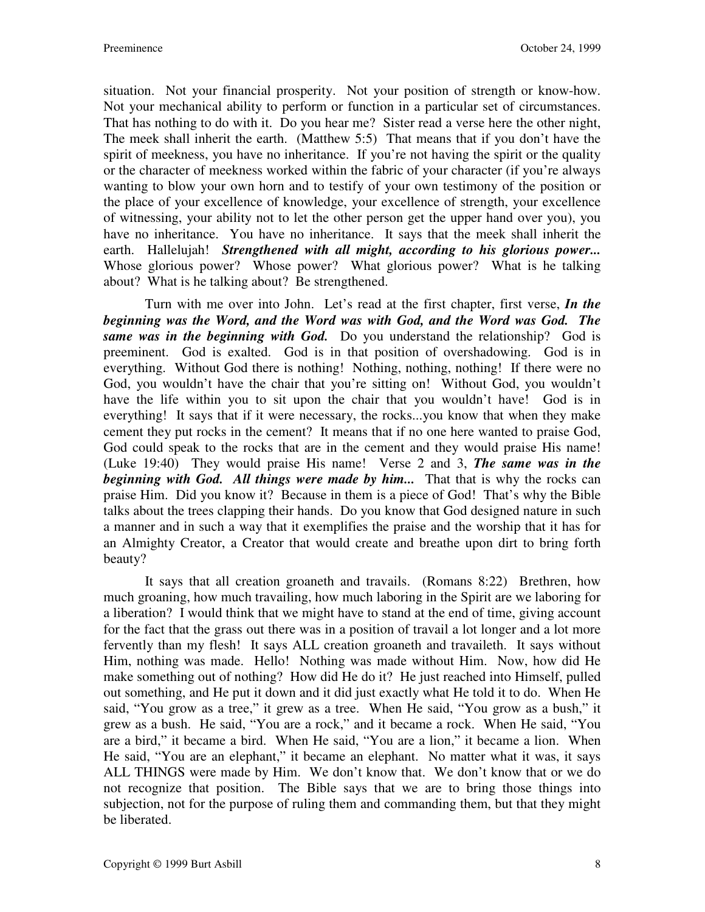situation. Not your financial prosperity. Not your position of strength or know-how. Not your mechanical ability to perform or function in a particular set of circumstances. That has nothing to do with it. Do you hear me? Sister read a verse here the other night, The meek shall inherit the earth. (Matthew 5:5) That means that if you don't have the spirit of meekness, you have no inheritance. If you're not having the spirit or the quality or the character of meekness worked within the fabric of your character (if you're always wanting to blow your own horn and to testify of your own testimony of the position or the place of your excellence of knowledge, your excellence of strength, your excellence of witnessing, your ability not to let the other person get the upper hand over you), you have no inheritance. You have no inheritance. It says that the meek shall inherit the earth. Hallelujah! ***Strengthened with all might, according to his glorious power...*** Whose glorious power? Whose power? What glorious power? What is he talking about? What is he talking about? Be strengthened.

Turn with me over into John. Let's read at the first chapter, first verse, ***In the beginning was the Word, and the Word was with God, and the Word was God. The same was in the beginning with God.*** Do you understand the relationship? God is preeminent. God is exalted. God is in that position of overshadowing. God is in everything. Without God there is nothing! Nothing, nothing, nothing! If there were no God, you wouldn't have the chair that you're sitting on! Without God, you wouldn't have the life within you to sit upon the chair that you wouldn't have! God is in everything! It says that if it were necessary, the rocks...you know that when they make cement they put rocks in the cement? It means that if no one here wanted to praise God, God could speak to the rocks that are in the cement and they would praise His name! (Luke 19:40) They would praise His name! Verse 2 and 3, ***The same was in the beginning with God. All things were made by him...*** That that is why the rocks can praise Him. Did you know it? Because in them is a piece of God! That's why the Bible talks about the trees clapping their hands. Do you know that God designed nature in such a manner and in such a way that it exemplifies the praise and the worship that it has for an Almighty Creator, a Creator that would create and breathe upon dirt to bring forth beauty?

It says that all creation groaneth and travails. (Romans 8:22) Brethren, how much groaning, how much travailing, how much laboring in the Spirit are we laboring for a liberation? I would think that we might have to stand at the end of time, giving account for the fact that the grass out there was in a position of travail a lot longer and a lot more fervently than my flesh! It says ALL creation groaneth and travaileth. It says without Him, nothing was made. Hello! Nothing was made without Him. Now, how did He make something out of nothing? How did He do it? He just reached into Himself, pulled out something, and He put it down and it did just exactly what He told it to do. When He said, "You grow as a tree," it grew as a tree. When He said, "You grow as a bush," it grew as a bush. He said, "You are a rock," and it became a rock. When He said, "You are a bird," it became a bird. When He said, "You are a lion," it became a lion. When He said, "You are an elephant," it became an elephant. No matter what it was, it says ALL THINGS were made by Him. We don't know that. We don't know that or we do not recognize that position. The Bible says that we are to bring those things into subjection, not for the purpose of ruling them and commanding them, but that they might be liberated.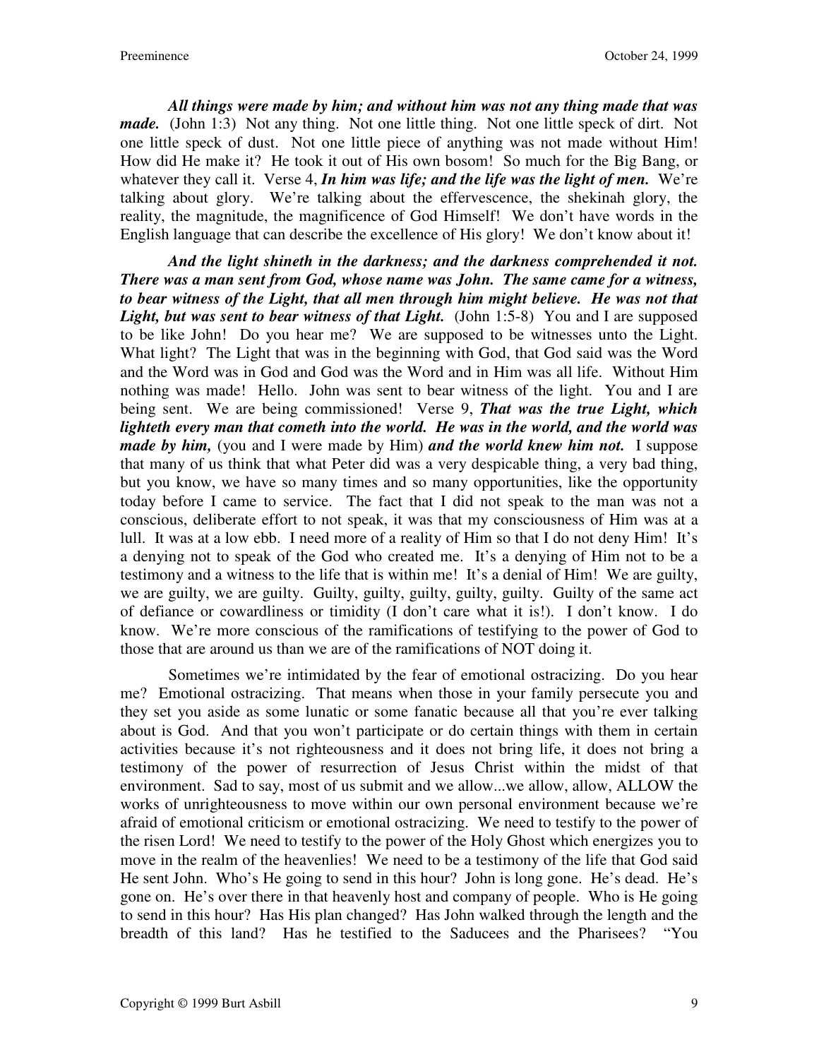***All things were made by him; and without him was not any thing made that was made.*** (John 1:3) Not any thing. Not one little thing. Not one little speck of dirt. Not one little speck of dust. Not one little piece of anything was not made without Him! How did He make it? He took it out of His own bosom! So much for the Big Bang, or whatever they call it. Verse 4, ***In him was life; and the life was the light of men.*** We're talking about glory. We're talking about the effervescence, the shekinah glory, the reality, the magnitude, the magnificence of God Himself! We don't have words in the English language that can describe the excellence of His glory! We don't know about it!

***And the light shineth in the darkness; and the darkness comprehended it not. There was a man sent from God, whose name was John. The same came for a witness, to bear witness of the Light, that all men through him might believe. He was not that Light, but was sent to bear witness of that Light.*** (John 1:5-8) You and I are supposed to be like John! Do you hear me? We are supposed to be witnesses unto the Light. What light? The Light that was in the beginning with God, that God said was the Word and the Word was in God and God was the Word and in Him was all life. Without Him nothing was made! Hello. John was sent to bear witness of the light. You and I are being sent. We are being commissioned! Verse 9, ***That was the true Light, which lighteth every man that cometh into the world. He was in the world, and the world was made by him,*** (you and I were made by Him) ***and the world knew him not.*** I suppose that many of us think that what Peter did was a very despicable thing, a very bad thing, but you know, we have so many times and so many opportunities, like the opportunity today before I came to service. The fact that I did not speak to the man was not a conscious, deliberate effort to not speak, it was that my consciousness of Him was at a lull. It was at a low ebb. I need more of a reality of Him so that I do not deny Him! It's a denying not to speak of the God who created me. It's a denying of Him not to be a testimony and a witness to the life that is within me! It's a denial of Him! We are guilty, we are guilty, we are guilty. Guilty, guilty, guilty, guilty, guilty. Guilty of the same act of defiance or cowardliness or timidity (I don't care what it is!). I don't know. I do know. We're more conscious of the ramifications of testifying to the power of God to those that are around us than we are of the ramifications of NOT doing it.

Sometimes we're intimidated by the fear of emotional ostracizing. Do you hear me? Emotional ostracizing. That means when those in your family persecute you and they set you aside as some lunatic or some fanatic because all that you're ever talking about is God. And that you won't participate or do certain things with them in certain activities because it's not righteousness and it does not bring life, it does not bring a testimony of the power of resurrection of Jesus Christ within the midst of that environment. Sad to say, most of us submit and we allow...we allow, allow, ALLOW the works of unrighteousness to move within our own personal environment because we're afraid of emotional criticism or emotional ostracizing. We need to testify to the power of the risen Lord! We need to testify to the power of the Holy Ghost which energizes you to move in the realm of the heavenlies! We need to be a testimony of the life that God said He sent John. Who's He going to send in this hour? John is long gone. He's dead. He's gone on. He's over there in that heavenly host and company of people. Who is He going to send in this hour? Has His plan changed? Has John walked through the length and the breadth of this land? Has he testified to the Saducees and the Pharisees? "You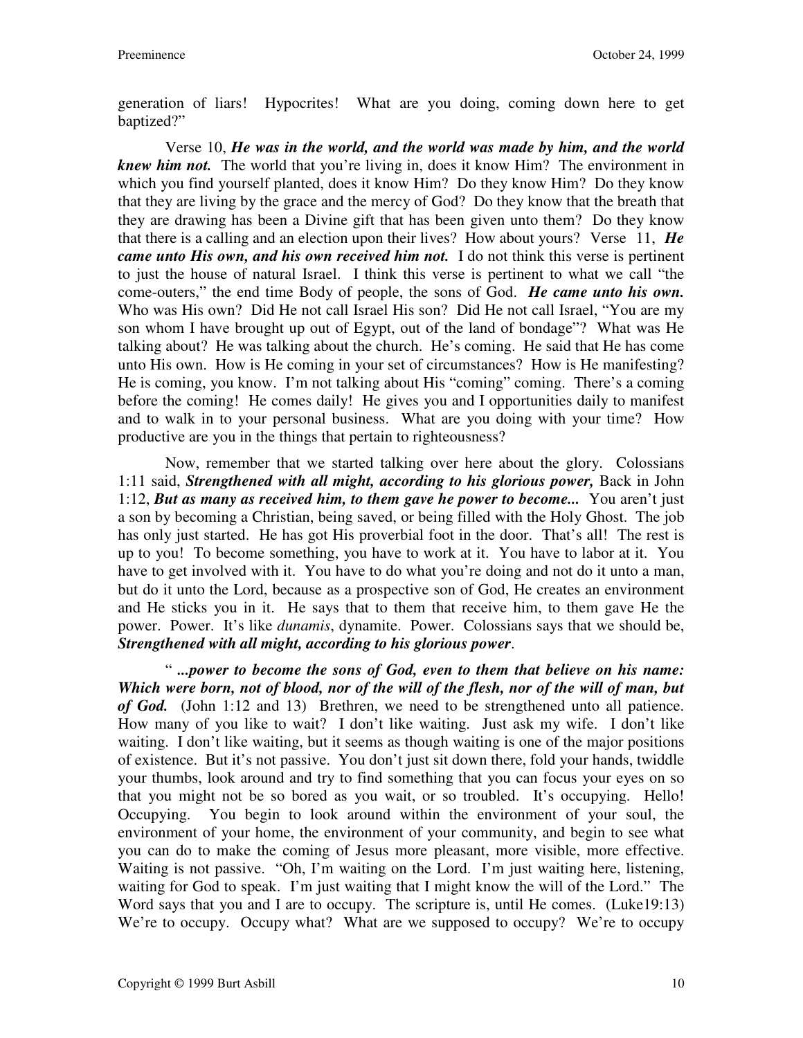generation of liars! Hypocrites! What are you doing, coming down here to get baptized?"

Verse 10, ***He was in the world, and the world was made by him, and the world knew him not.*** The world that you're living in, does it know Him? The environment in which you find yourself planted, does it know Him? Do they know Him? Do they know that they are living by the grace and the mercy of God? Do they know that the breath that they are drawing has been a Divine gift that has been given unto them? Do they know that there is a calling and an election upon their lives? How about yours? Verse 11, ***He came unto His own, and his own received him not.*** I do not think this verse is pertinent to just the house of natural Israel. I think this verse is pertinent to what we call "the come-outers," the end time Body of people, the sons of God. ***He came unto his own.*** Who was His own? Did He not call Israel His son? Did He not call Israel, "You are my son whom I have brought up out of Egypt, out of the land of bondage"? What was He talking about? He was talking about the church. He's coming. He said that He has come unto His own. How is He coming in your set of circumstances? How is He manifesting? He is coming, you know. I'm not talking about His "coming" coming. There's a coming before the coming! He comes daily! He gives you and I opportunities daily to manifest and to walk in to your personal business. What are you doing with your time? How productive are you in the things that pertain to righteousness?

Now, remember that we started talking over here about the glory. Colossians 1:11 said, ***Strengthened with all might, according to his glorious power,*** Back in John 1:12, ***But as many as received him, to them gave he power to become...*** You aren't just a son by becoming a Christian, being saved, or being filled with the Holy Ghost. The job has only just started. He has got His proverbial foot in the door. That's all! The rest is up to you! To become something, you have to work at it. You have to labor at it. You have to get involved with it. You have to do what you're doing and not do it unto a man, but do it unto the Lord, because as a prospective son of God, He creates an environment and He sticks you in it. He says that to them that receive him, to them gave He the power. Power. It's like *dunamis*, dynamite. Power. Colossians says that we should be, ***Strengthened with all might, according to his glorious power***.

" ***...power to become the sons of God, even to them that believe on his name: Which were born, not of blood, nor of the will of the flesh, nor of the will of man, but of God.*** (John 1:12 and 13) Brethren, we need to be strengthened unto all patience. How many of you like to wait? I don't like waiting. Just ask my wife. I don't like waiting. I don't like waiting, but it seems as though waiting is one of the major positions of existence. But it's not passive. You don't just sit down there, fold your hands, twiddle your thumbs, look around and try to find something that you can focus your eyes on so that you might not be so bored as you wait, or so troubled. It's occupying. Hello! Occupying. You begin to look around within the environment of your soul, the environment of your home, the environment of your community, and begin to see what you can do to make the coming of Jesus more pleasant, more visible, more effective. Waiting is not passive. "Oh, I'm waiting on the Lord. I'm just waiting here, listening, waiting for God to speak. I'm just waiting that I might know the will of the Lord." The Word says that you and I are to occupy. The scripture is, until He comes. (Luke19:13) We're to occupy. Occupy what? What are we supposed to occupy? We're to occupy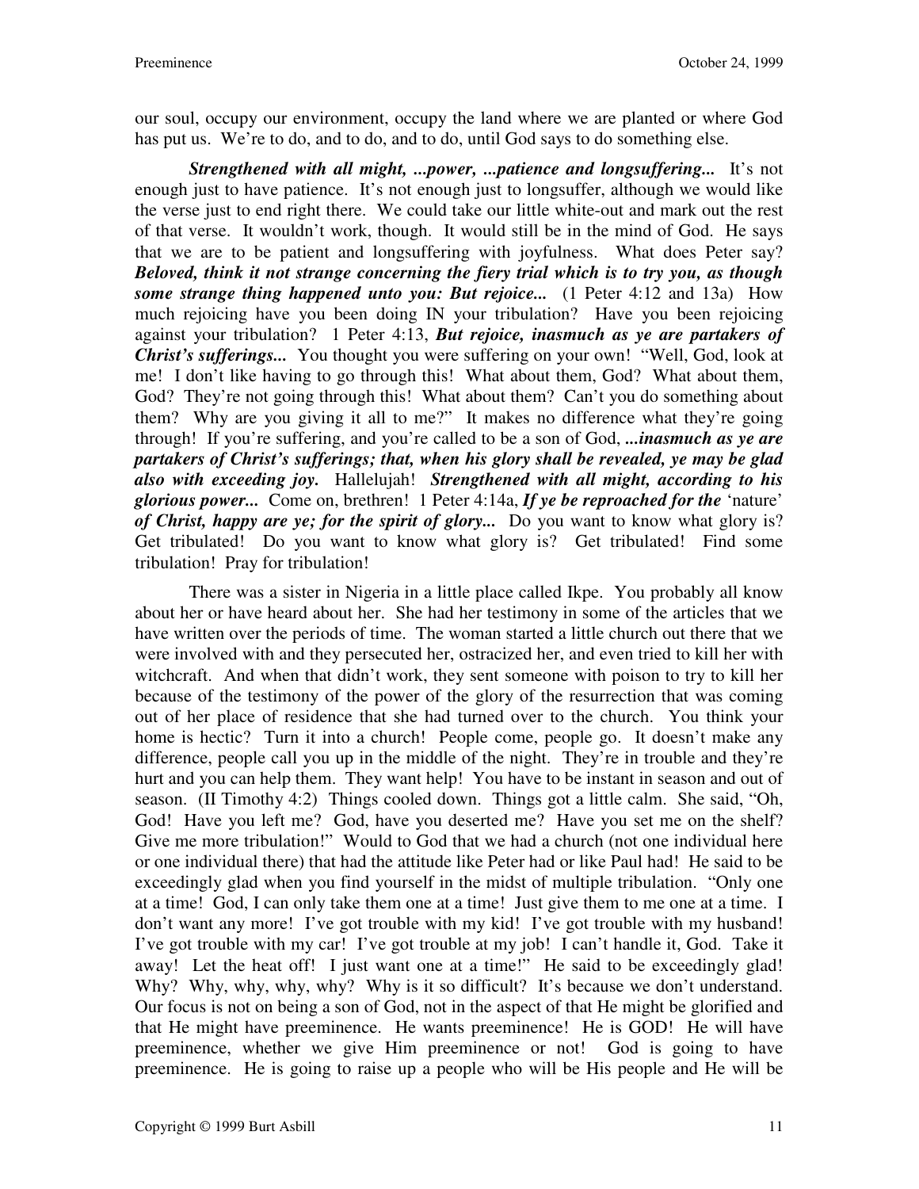our soul, occupy our environment, occupy the land where we are planted or where God has put us. We're to do, and to do, and to do, until God says to do something else.

***Strengthened with all might, ...power, ...patience and longsuffering...*** It's not enough just to have patience. It's not enough just to longsuffer, although we would like the verse just to end right there. We could take our little white-out and mark out the rest of that verse. It wouldn't work, though. It would still be in the mind of God. He says that we are to be patient and longsuffering with joyfulness. What does Peter say? ***Beloved, think it not strange concerning the fiery trial which is to try you, as though some strange thing happened unto you: But rejoice...*** (1 Peter 4:12 and 13a) How much rejoicing have you been doing IN your tribulation? Have you been rejoicing against your tribulation? 1 Peter 4:13, ***But rejoice, inasmuch as ye are partakers of Christ's sufferings...*** You thought you were suffering on your own! "Well, God, look at me! I don't like having to go through this! What about them, God? What about them, God? They're not going through this! What about them? Can't you do something about them? Why are you giving it all to me?" It makes no difference what they're going through! If you're suffering, and you're called to be a son of God, ***...inasmuch as ye are partakers of Christ's sufferings; that, when his glory shall be revealed, ye may be glad also with exceeding joy.*** Hallelujah! ***Strengthened with all might, according to his glorious power...*** Come on, brethren! 1 Peter 4:14a, ***If ye be reproached for the*** 'nature' ***of Christ, happy are ye; for the spirit of glory...*** Do you want to know what glory is? Get tribulated! Do you want to know what glory is? Get tribulated! Find some tribulation! Pray for tribulation!

There was a sister in Nigeria in a little place called Ikpe. You probably all know about her or have heard about her. She had her testimony in some of the articles that we have written over the periods of time. The woman started a little church out there that we were involved with and they persecuted her, ostracized her, and even tried to kill her with witchcraft. And when that didn't work, they sent someone with poison to try to kill her because of the testimony of the power of the glory of the resurrection that was coming out of her place of residence that she had turned over to the church. You think your home is hectic? Turn it into a church! People come, people go. It doesn't make any difference, people call you up in the middle of the night. They're in trouble and they're hurt and you can help them. They want help! You have to be instant in season and out of season. (II Timothy 4:2) Things cooled down. Things got a little calm. She said, "Oh, God! Have you left me? God, have you deserted me? Have you set me on the shelf? Give me more tribulation!" Would to God that we had a church (not one individual here or one individual there) that had the attitude like Peter had or like Paul had! He said to be exceedingly glad when you find yourself in the midst of multiple tribulation. "Only one at a time! God, I can only take them one at a time! Just give them to me one at a time. I don't want any more! I've got trouble with my kid! I've got trouble with my husband! I've got trouble with my car! I've got trouble at my job! I can't handle it, God. Take it away! Let the heat off! I just want one at a time!" He said to be exceedingly glad! Why? Why, why, why, why? Why is it so difficult? It's because we don't understand. Our focus is not on being a son of God, not in the aspect of that He might be glorified and that He might have preeminence. He wants preeminence! He is GOD! He will have preeminence, whether we give Him preeminence or not! God is going to have preeminence. He is going to raise up a people who will be His people and He will be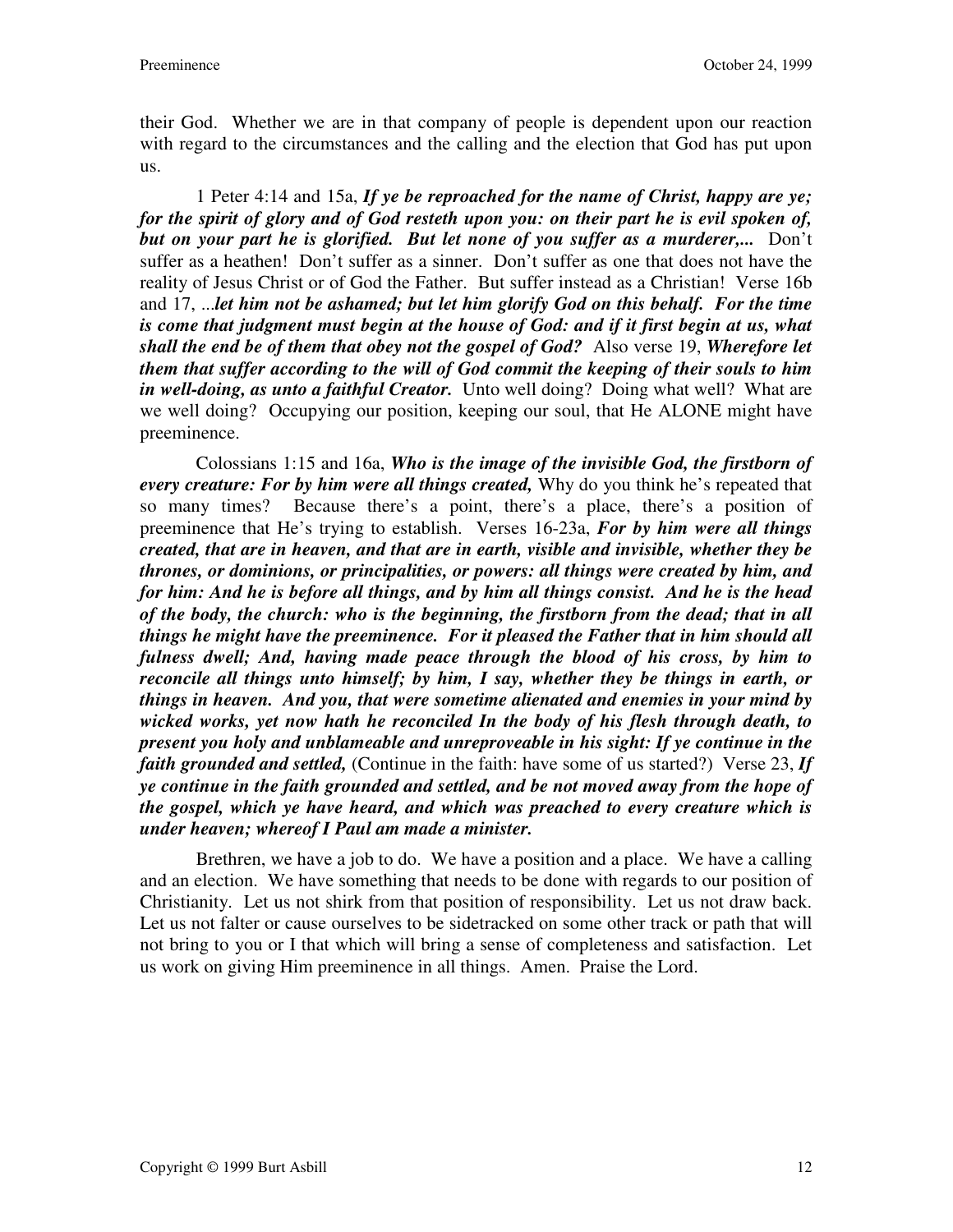their God. Whether we are in that company of people is dependent upon our reaction with regard to the circumstances and the calling and the election that God has put upon us.

1 Peter 4:14 and 15a, ***If ye be reproached for the name of Christ, happy are ye; for the spirit of glory and of God resteth upon you: on their part he is evil spoken of, but on your part he is glorified. But let none of you suffer as a murderer,...*** Don't suffer as a heathen! Don't suffer as a sinner. Don't suffer as one that does not have the reality of Jesus Christ or of God the Father. But suffer instead as a Christian! Verse 16b and 17, ...***let him not be ashamed; but let him glorify God on this behalf. For the time is come that judgment must begin at the house of God: and if it first begin at us, what shall the end be of them that obey not the gospel of God?*** Also verse 19, ***Wherefore let them that suffer according to the will of God commit the keeping of their souls to him in well-doing, as unto a faithful Creator.*** Unto well doing? Doing what well? What are we well doing? Occupying our position, keeping our soul, that He ALONE might have preeminence.

Colossians 1:15 and 16a, ***Who is the image of the invisible God, the firstborn of every creature: For by him were all things created,*** Why do you think he's repeated that so many times? Because there's a point, there's a place, there's a position of preeminence that He's trying to establish. Verses 16-23a, ***For by him were all things created, that are in heaven, and that are in earth, visible and invisible, whether they be thrones, or dominions, or principalities, or powers: all things were created by him, and for him: And he is before all things, and by him all things consist. And he is the head of the body, the church: who is the beginning, the firstborn from the dead; that in all things he might have the preeminence. For it pleased the Father that in him should all fulness dwell; And, having made peace through the blood of his cross, by him to reconcile all things unto himself; by him, I say, whether they be things in earth, or things in heaven. And you, that were sometime alienated and enemies in your mind by wicked works, yet now hath he reconciled In the body of his flesh through death, to present you holy and unblameable and unreproveable in his sight: If ye continue in the faith grounded and settled,*** (Continue in the faith: have some of us started?) Verse 23, ***If ye continue in the faith grounded and settled, and be not moved away from the hope of the gospel, which ye have heard, and which was preached to every creature which is under heaven; whereof I Paul am made a minister.***

Brethren, we have a job to do. We have a position and a place. We have a calling and an election. We have something that needs to be done with regards to our position of Christianity. Let us not shirk from that position of responsibility. Let us not draw back. Let us not falter or cause ourselves to be sidetracked on some other track or path that will not bring to you or I that which will bring a sense of completeness and satisfaction. Let us work on giving Him preeminence in all things. Amen. Praise the Lord.